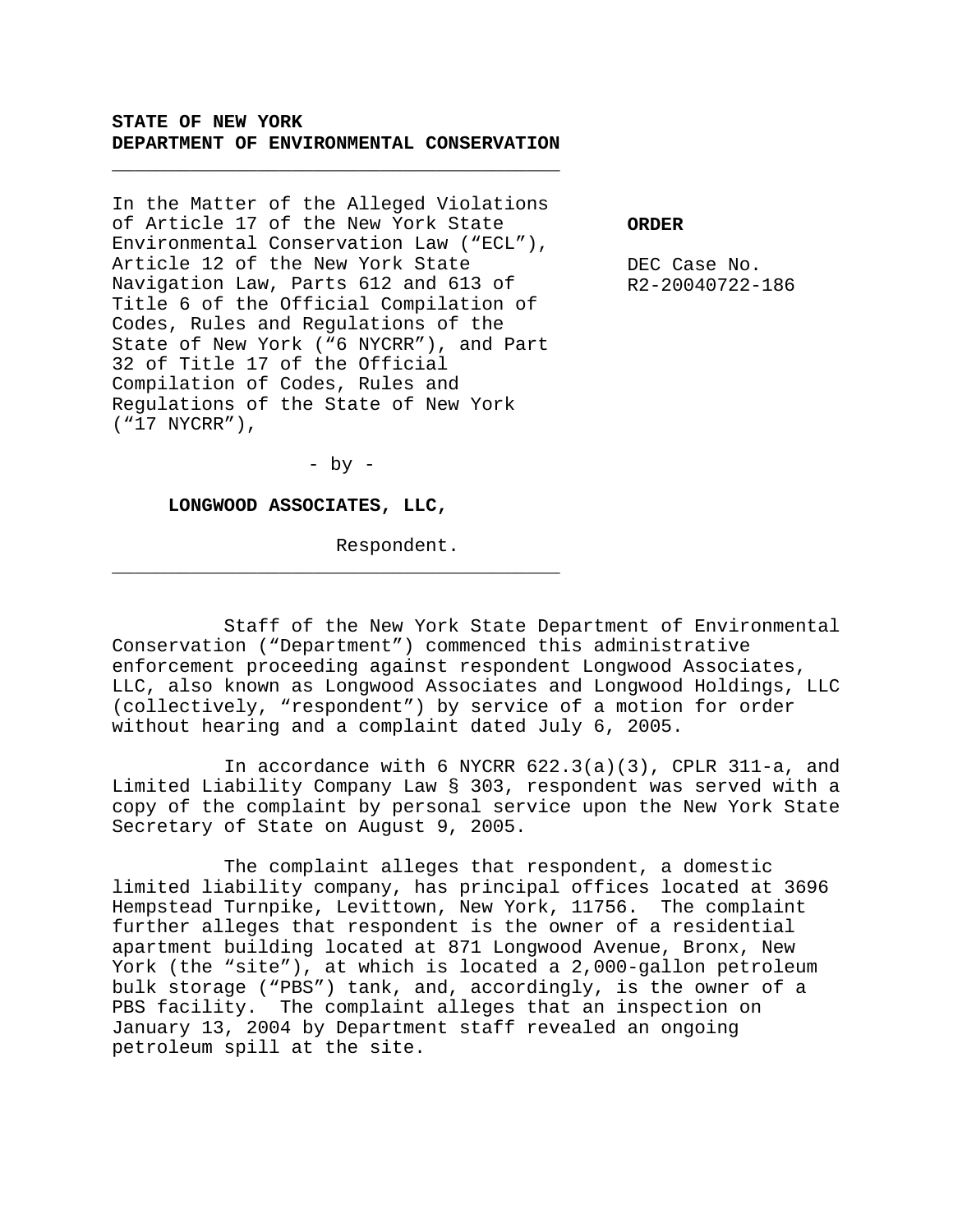**STATE OF NEW YORK**
**DEPARTMENT OF ENVIRONMENTAL CONSERVATION**

---

In the Matter of the Alleged Violations of Article 17 of the New York State Environmental Conservation Law ("ECL"), Article 12 of the New York State Navigation Law, Parts 612 and 613 of Title 6 of the Official Compilation of Codes, Rules and Regulations of the State of New York ("6 NYCRR"), and Part 32 of Title 17 of the Official Compilation of Codes, Rules and Regulations of the State of New York ("17 NYCRR"),

- by -

**LONGWOOD ASSOCIATES, LLC,**

Respondent.

---

**ORDER**

DEC Case No.
R2-20040722-186

Staff of the New York State Department of Environmental Conservation ("Department") commenced this administrative enforcement proceeding against respondent Longwood Associates, LLC, also known as Longwood Associates and Longwood Holdings, LLC (collectively, "respondent") by service of a motion for order without hearing and a complaint dated July 6, 2005.

In accordance with 6 NYCRR 622.3(a)(3), CPLR 311-a, and Limited Liability Company Law § 303, respondent was served with a copy of the complaint by personal service upon the New York State Secretary of State on August 9, 2005.

The complaint alleges that respondent, a domestic limited liability company, has principal offices located at 3696 Hempstead Turnpike, Levittown, New York, 11756. The complaint further alleges that respondent is the owner of a residential apartment building located at 871 Longwood Avenue, Bronx, New York (the "site"), at which is located a 2,000-gallon petroleum bulk storage ("PBS") tank, and, accordingly, is the owner of a PBS facility. The complaint alleges that an inspection on January 13, 2004 by Department staff revealed an ongoing petroleum spill at the site.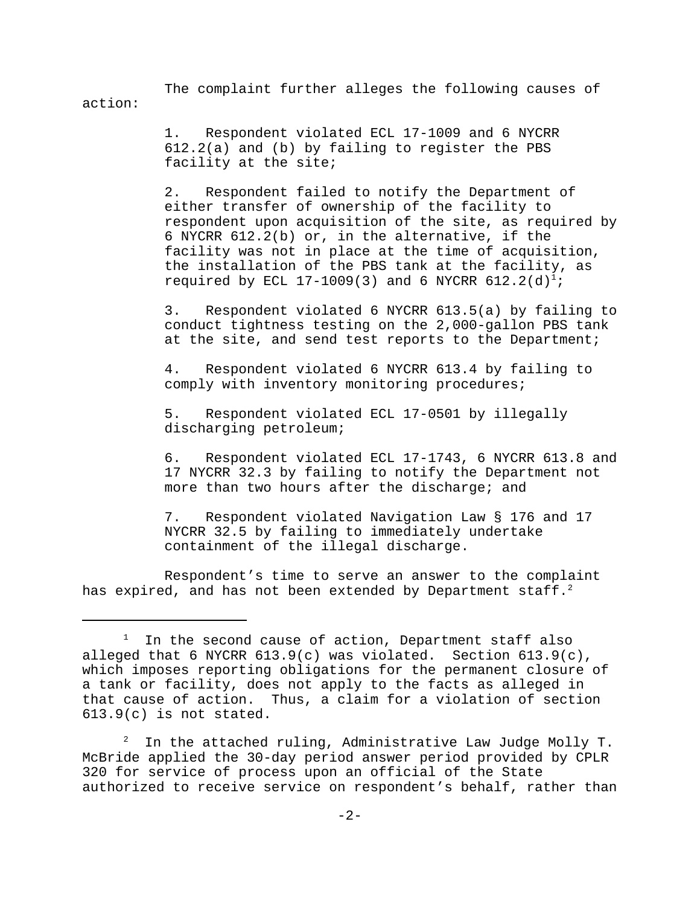The complaint further alleges the following causes of action:

1. Respondent violated ECL 17-1009 and 6 NYCRR 612.2(a) and (b) by failing to register the PBS facility at the site;

2. Respondent failed to notify the Department of either transfer of ownership of the facility to respondent upon acquisition of the site, as required by 6 NYCRR 612.2(b) or, in the alternative, if the facility was not in place at the time of acquisition, the installation of the PBS tank at the facility, as required by ECL 17-1009(3) and 6 NYCRR 612.2(d)[1];

3. Respondent violated 6 NYCRR 613.5(a) by failing to conduct tightness testing on the 2,000-gallon PBS tank at the site, and send test reports to the Department;

4. Respondent violated 6 NYCRR 613.4 by failing to comply with inventory monitoring procedures;

5. Respondent violated ECL 17-0501 by illegally discharging petroleum;

6. Respondent violated ECL 17-1743, 6 NYCRR 613.8 and 17 NYCRR 32.3 by failing to notify the Department not more than two hours after the discharge; and

7. Respondent violated Navigation Law § 176 and 17 NYCRR 32.5 by failing to immediately undertake containment of the illegal discharge.

Respondent's time to serve an answer to the complaint has expired, and has not been extended by Department staff.[2]

---

[1] In the second cause of action, Department staff also alleged that 6 NYCRR 613.9(c) was violated. Section 613.9(c), which imposes reporting obligations for the permanent closure of a tank or facility, does not apply to the facts as alleged in that cause of action. Thus, a claim for a violation of section 613.9(c) is not stated.

[2] In the attached ruling, Administrative Law Judge Molly T. McBride applied the 30-day period answer period provided by CPLR 320 for service of process upon an official of the State authorized to receive service on respondent's behalf, rather than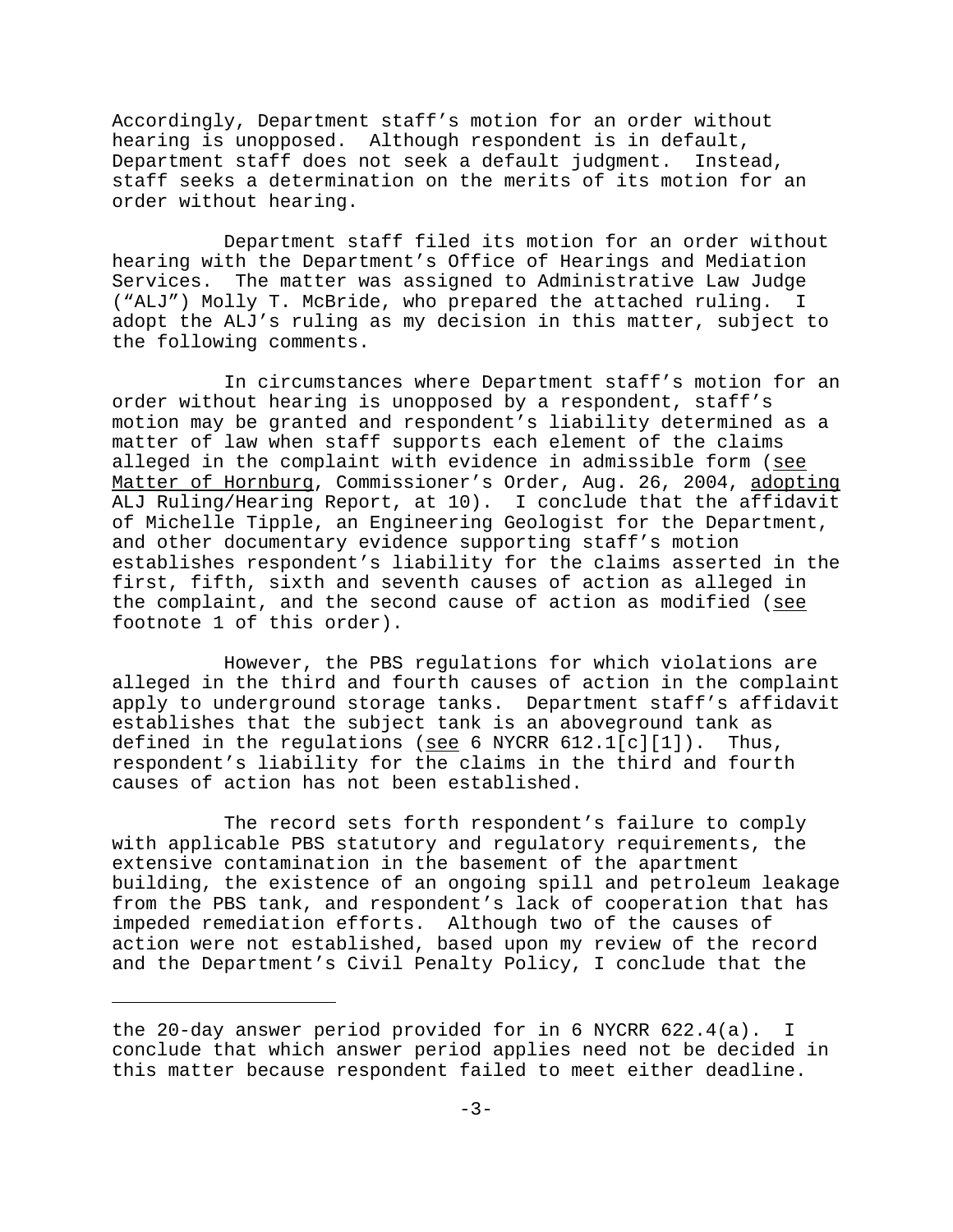Accordingly, Department staff's motion for an order without hearing is unopposed. Although respondent is in default, Department staff does not seek a default judgment. Instead, staff seeks a determination on the merits of its motion for an order without hearing.

Department staff filed its motion for an order without hearing with the Department's Office of Hearings and Mediation Services. The matter was assigned to Administrative Law Judge ("ALJ") Molly T. McBride, who prepared the attached ruling. I adopt the ALJ's ruling as my decision in this matter, subject to the following comments.

In circumstances where Department staff's motion for an order without hearing is unopposed by a respondent, staff's motion may be granted and respondent's liability determined as a matter of law when staff supports each element of the claims alleged in the complaint with evidence in admissible form (see Matter of Hornburg, Commissioner's Order, Aug. 26, 2004, adopting ALJ Ruling/Hearing Report, at 10). I conclude that the affidavit of Michelle Tipple, an Engineering Geologist for the Department, and other documentary evidence supporting staff's motion establishes respondent's liability for the claims asserted in the first, fifth, sixth and seventh causes of action as alleged in the complaint, and the second cause of action as modified (see footnote 1 of this order).

However, the PBS regulations for which violations are alleged in the third and fourth causes of action in the complaint apply to underground storage tanks. Department staff's affidavit establishes that the subject tank is an aboveground tank as defined in the regulations (see 6 NYCRR 612.1[c][1]). Thus, respondent's liability for the claims in the third and fourth causes of action has not been established.

The record sets forth respondent's failure to comply with applicable PBS statutory and regulatory requirements, the extensive contamination in the basement of the apartment building, the existence of an ongoing spill and petroleum leakage from the PBS tank, and respondent's lack of cooperation that has impeded remediation efforts. Although two of the causes of action were not established, based upon my review of the record and the Department's Civil Penalty Policy, I conclude that the

---

the 20-day answer period provided for in 6 NYCRR 622.4(a). I conclude that which answer period applies need not be decided in this matter because respondent failed to meet either deadline.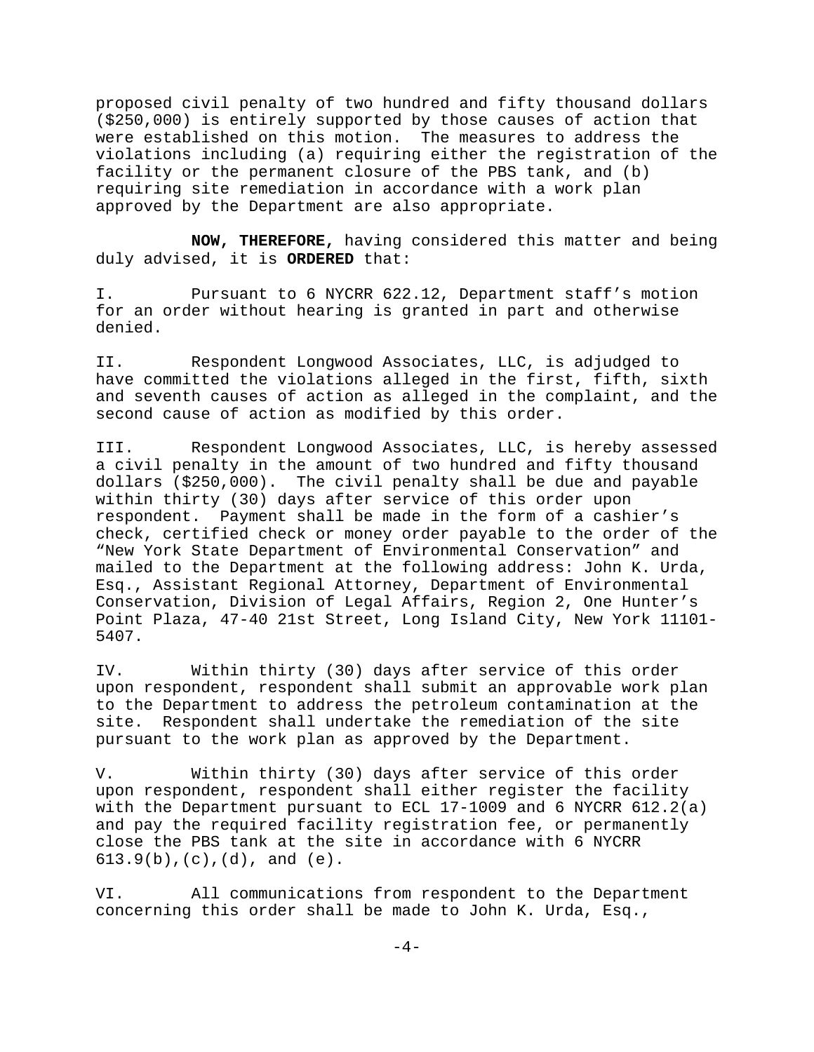proposed civil penalty of two hundred and fifty thousand dollars ($250,000) is entirely supported by those causes of action that were established on this motion. The measures to address the violations including (a) requiring either the registration of the facility or the permanent closure of the PBS tank, and (b) requiring site remediation in accordance with a work plan approved by the Department are also appropriate.

**NOW, THEREFORE,** having considered this matter and being duly advised, it is **ORDERED** that:

I. Pursuant to 6 NYCRR 622.12, Department staff's motion for an order without hearing is granted in part and otherwise denied.

II. Respondent Longwood Associates, LLC, is adjudged to have committed the violations alleged in the first, fifth, sixth and seventh causes of action as alleged in the complaint, and the second cause of action as modified by this order.

III. Respondent Longwood Associates, LLC, is hereby assessed a civil penalty in the amount of two hundred and fifty thousand dollars ($250,000). The civil penalty shall be due and payable within thirty (30) days after service of this order upon respondent. Payment shall be made in the form of a cashier's check, certified check or money order payable to the order of the "New York State Department of Environmental Conservation" and mailed to the Department at the following address: John K. Urda, Esq., Assistant Regional Attorney, Department of Environmental Conservation, Division of Legal Affairs, Region 2, One Hunter's Point Plaza, 47-40 21st Street, Long Island City, New York 11101-5407.

IV. Within thirty (30) days after service of this order upon respondent, respondent shall submit an approvable work plan to the Department to address the petroleum contamination at the site. Respondent shall undertake the remediation of the site pursuant to the work plan as approved by the Department.

V. Within thirty (30) days after service of this order upon respondent, respondent shall either register the facility with the Department pursuant to ECL 17-1009 and 6 NYCRR 612.2(a) and pay the required facility registration fee, or permanently close the PBS tank at the site in accordance with 6 NYCRR 613.9(b),(c),(d), and (e).

VI. All communications from respondent to the Department concerning this order shall be made to John K. Urda, Esq.,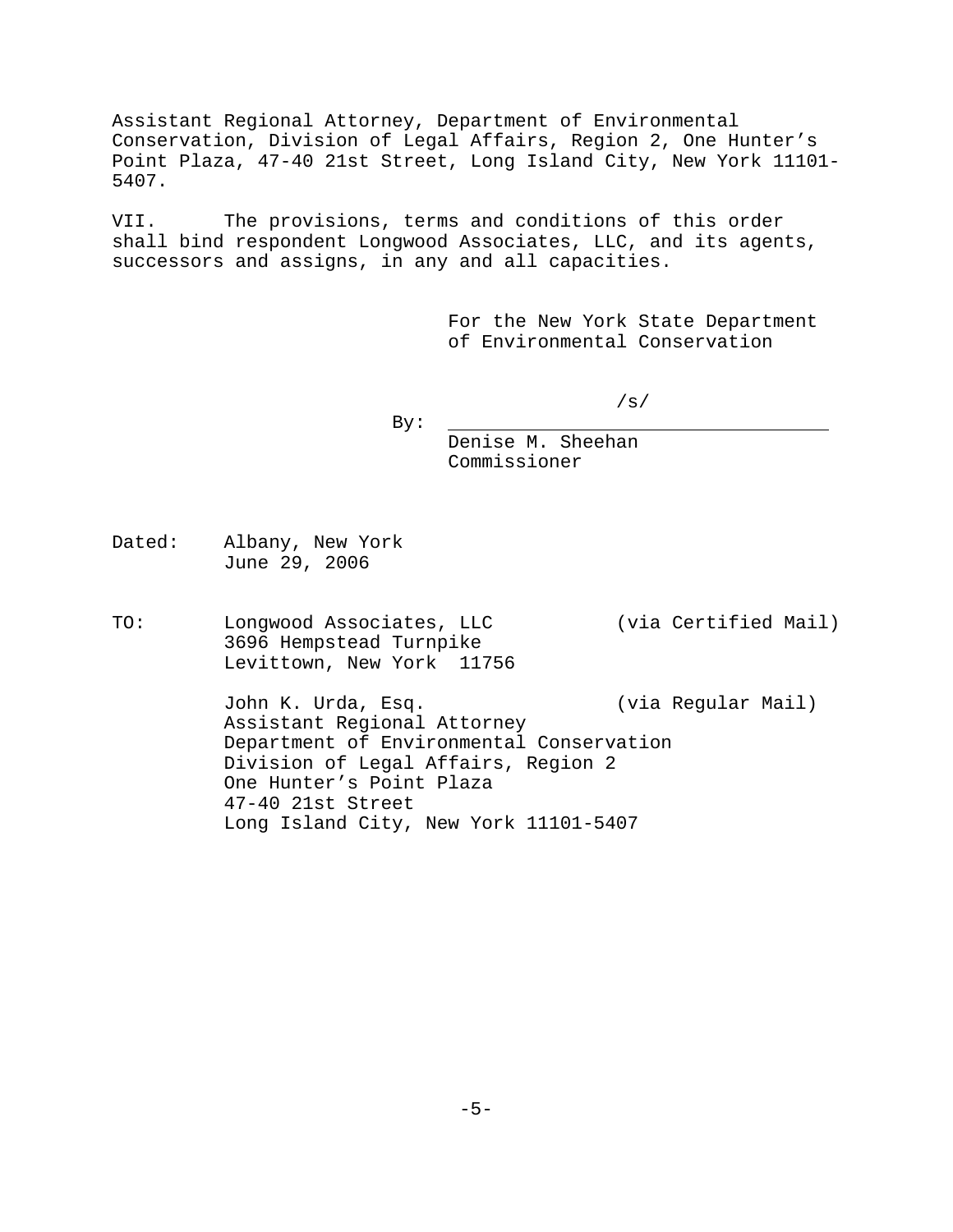Assistant Regional Attorney, Department of Environmental Conservation, Division of Legal Affairs, Region 2, One Hunter's Point Plaza, 47-40 21st Street, Long Island City, New York 11101-5407.

VII. The provisions, terms and conditions of this order shall bind respondent Longwood Associates, LLC, and its agents, successors and assigns, in any and all capacities.

For the New York State Department of Environmental Conservation

By: /s/
Denise M. Sheehan
Commissioner

Dated: Albany, New York
June 29, 2006

TO: Longwood Associates, LLC (via Certified Mail)
3696 Hempstead Turnpike
Levittown, New York 11756

John K. Urda, Esq. (via Regular Mail)
Assistant Regional Attorney
Department of Environmental Conservation
Division of Legal Affairs, Region 2
One Hunter's Point Plaza
47-40 21st Street
Long Island City, New York 11101-5407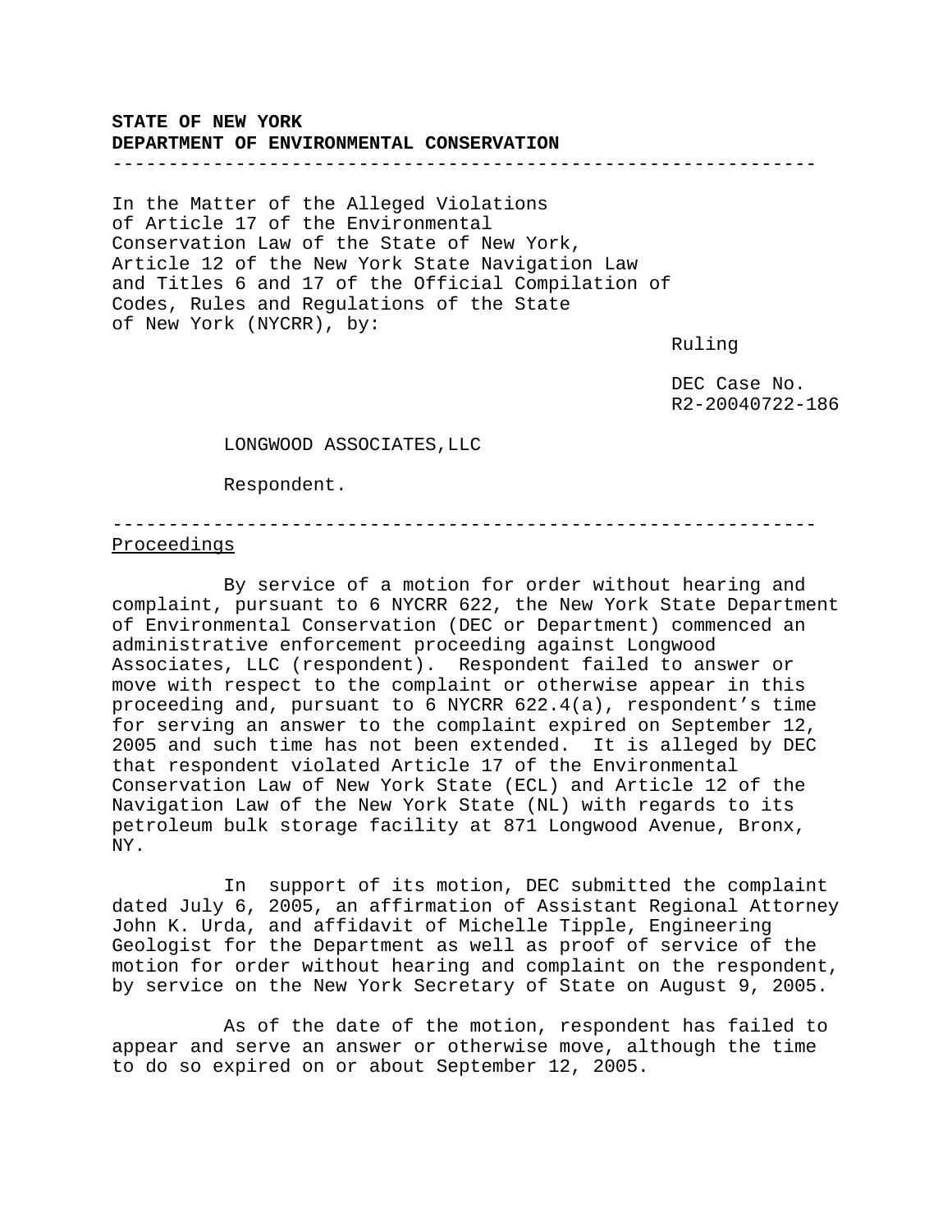**STATE OF NEW YORK**
**DEPARTMENT OF ENVIRONMENTAL CONSERVATION**

---

In the Matter of the Alleged Violations of Article 17 of the Environmental Conservation Law of the State of New York, Article 12 of the New York State Navigation Law and Titles 6 and 17 of the Official Compilation of Codes, Rules and Regulations of the State of New York (NYCRR), by:

Ruling

DEC Case No. R2-20040722-186

LONGWOOD ASSOCIATES,LLC

Respondent.

---

Proceedings

By service of a motion for order without hearing and complaint, pursuant to 6 NYCRR 622, the New York State Department of Environmental Conservation (DEC or Department) commenced an administrative enforcement proceeding against Longwood Associates, LLC (respondent). Respondent failed to answer or move with respect to the complaint or otherwise appear in this proceeding and, pursuant to 6 NYCRR 622.4(a), respondent's time for serving an answer to the complaint expired on September 12, 2005 and such time has not been extended. It is alleged by DEC that respondent violated Article 17 of the Environmental Conservation Law of New York State (ECL) and Article 12 of the Navigation Law of the New York State (NL) with regards to its petroleum bulk storage facility at 871 Longwood Avenue, Bronx, NY.

In support of its motion, DEC submitted the complaint dated July 6, 2005, an affirmation of Assistant Regional Attorney John K. Urda, and affidavit of Michelle Tipple, Engineering Geologist for the Department as well as proof of service of the motion for order without hearing and complaint on the respondent, by service on the New York Secretary of State on August 9, 2005.

As of the date of the motion, respondent has failed to appear and serve an answer or otherwise move, although the time to do so expired on or about September 12, 2005.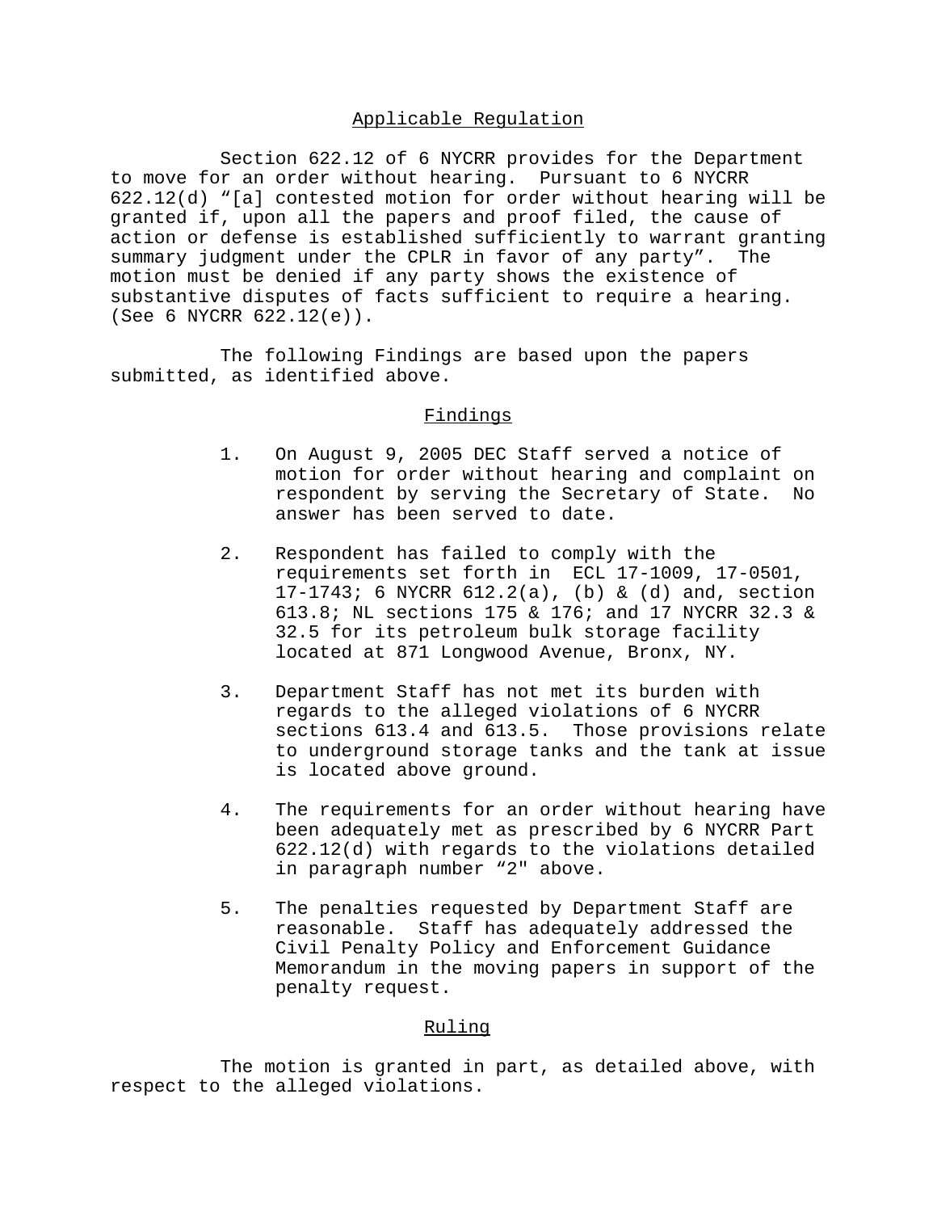## Applicable Regulation

Section 622.12 of 6 NYCRR provides for the Department to move for an order without hearing. Pursuant to 6 NYCRR 622.12(d) "[a] contested motion for order without hearing will be granted if, upon all the papers and proof filed, the cause of action or defense is established sufficiently to warrant granting summary judgment under the CPLR in favor of any party". The motion must be denied if any party shows the existence of substantive disputes of facts sufficient to require a hearing. (See 6 NYCRR 622.12(e)).

The following Findings are based upon the papers submitted, as identified above.

## Findings

1. On August 9, 2005 DEC Staff served a notice of motion for order without hearing and complaint on respondent by serving the Secretary of State. No answer has been served to date.

2. Respondent has failed to comply with the requirements set forth in ECL 17-1009, 17-0501, 17-1743; 6 NYCRR 612.2(a), (b) & (d) and, section 613.8; NL sections 175 & 176; and 17 NYCRR 32.3 & 32.5 for its petroleum bulk storage facility located at 871 Longwood Avenue, Bronx, NY.

3. Department Staff has not met its burden with regards to the alleged violations of 6 NYCRR sections 613.4 and 613.5. Those provisions relate to underground storage tanks and the tank at issue is located above ground.

4. The requirements for an order without hearing have been adequately met as prescribed by 6 NYCRR Part 622.12(d) with regards to the violations detailed in paragraph number "2" above.

5. The penalties requested by Department Staff are reasonable. Staff has adequately addressed the Civil Penalty Policy and Enforcement Guidance Memorandum in the moving papers in support of the penalty request.

## Ruling

The motion is granted in part, as detailed above, with respect to the alleged violations.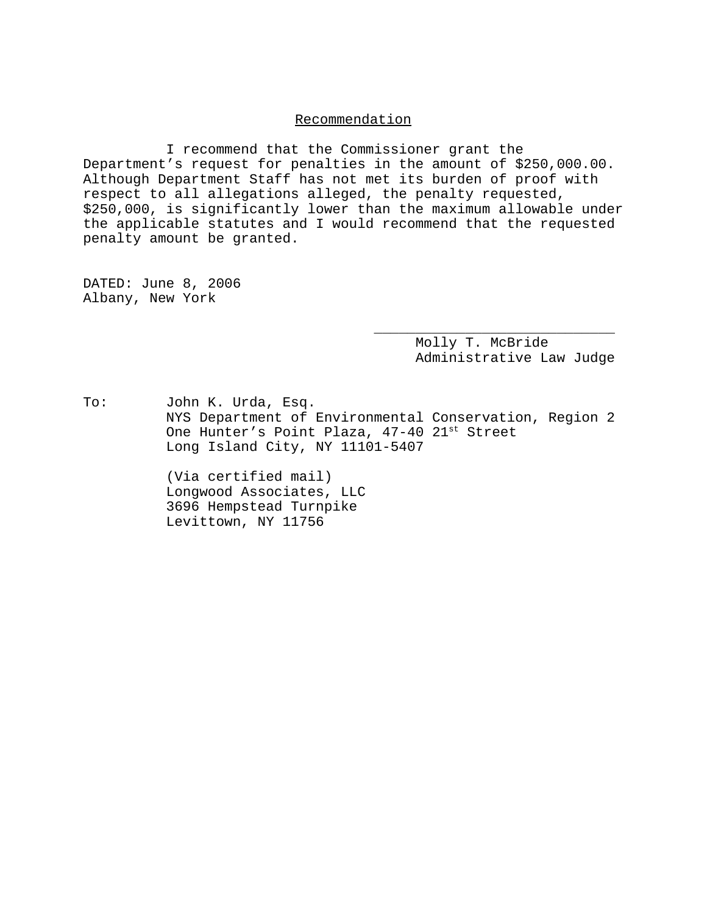## Recommendation

I recommend that the Commissioner grant the Department's request for penalties in the amount of $250,000.00. Although Department Staff has not met its burden of proof with respect to all allegations alleged, the penalty requested, $250,000, is significantly lower than the maximum allowable under the applicable statutes and I would recommend that the requested penalty amount be granted.

DATED: June 8, 2006
Albany, New York

\_\_\_\_\_\_\_\_\_\_\_\_\_\_\_\_\_\_\_\_\_\_\_\_\_\_\_\_\_\_

Molly T. McBride
Administrative Law Judge

To: John K. Urda, Esq.
NYS Department of Environmental Conservation, Region 2
One Hunter's Point Plaza, 47-40 21st Street
Long Island City, NY 11101-5407

(Via certified mail)
Longwood Associates, LLC
3696 Hempstead Turnpike
Levittown, NY 11756